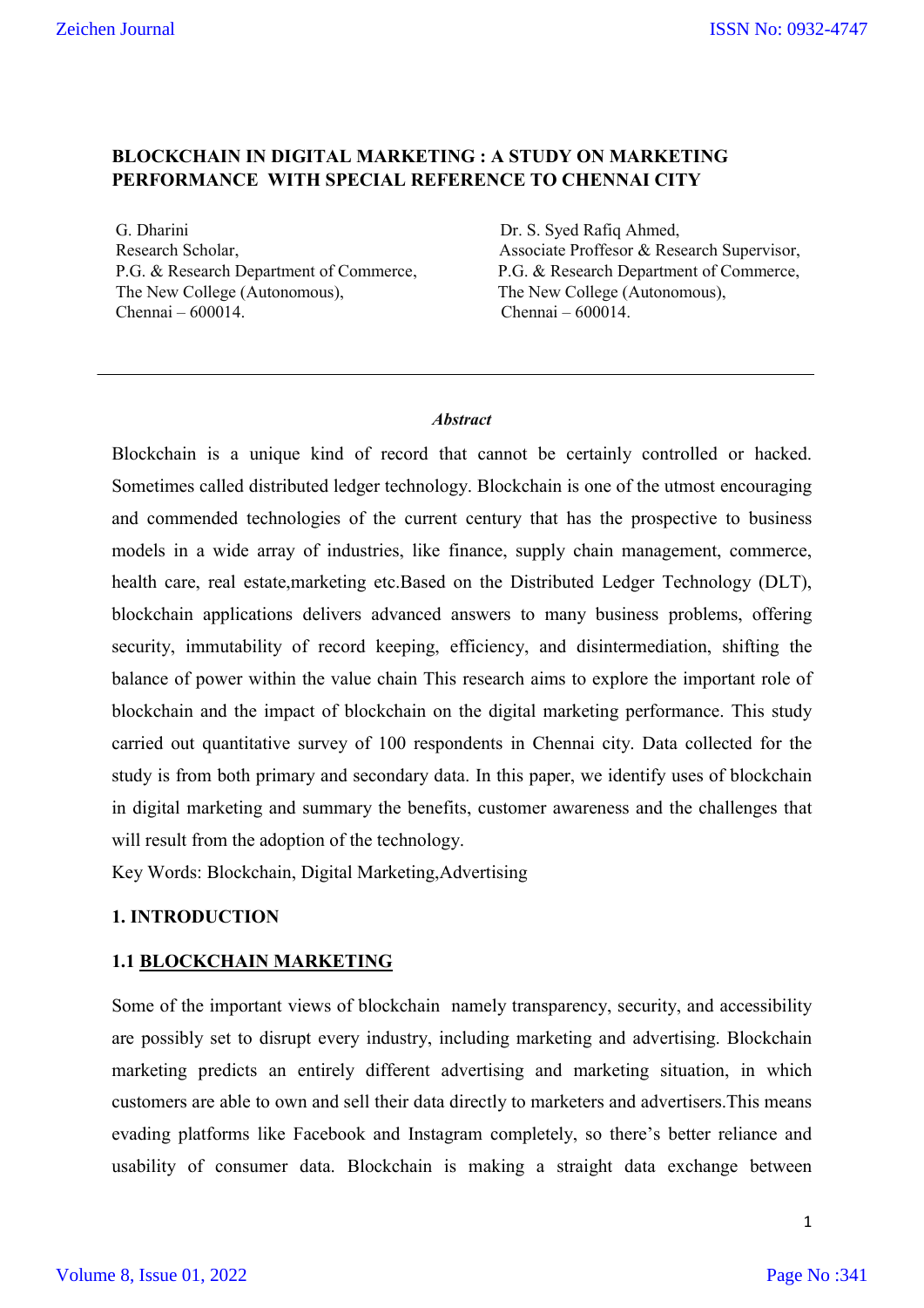# BLOCKCHAIN IN DIGITAL MARKETING : A STUDY ON MARKETING PERFORMANCE WITH SPECIAL REFERENCE TO CHENNAI CITY

G. Dharini
Research Scholar,
P.G. & Research Department of Commerce,
The New College (Autonomous),
Chennai – 600014.

Dr. S. Syed Rafiq Ahmed,
Associate Proffesor & Research Supervisor,
P.G. & Research Department of Commerce,
The New College (Autonomous),
Chennai – 600014.

---

***Abstract***

Blockchain is a unique kind of record that cannot be certainly controlled or hacked. Sometimes called distributed ledger technology. Blockchain is one of the utmost encouraging and commended technologies of the current century that has the prospective to business models in a wide array of industries, like finance, supply chain management, commerce, health care, real estate,marketing etc.Based on the Distributed Ledger Technology (DLT), blockchain applications delivers advanced answers to many business problems, offering security, immutability of record keeping, efficiency, and disintermediation, shifting the balance of power within the value chain This research aims to explore the important role of blockchain and the impact of blockchain on the digital marketing performance. This study carried out quantitative survey of 100 respondents in Chennai city. Data collected for the study is from both primary and secondary data. In this paper, we identify uses of blockchain in digital marketing and summary the benefits, customer awareness and the challenges that will result from the adoption of the technology.

Key Words: Blockchain, Digital Marketing,Advertising

## 1. INTRODUCTION

### 1.1 BLOCKCHAIN MARKETING

Some of the important views of blockchain namely transparency, security, and accessibility are possibly set to disrupt every industry, including marketing and advertising. Blockchain marketing predicts an entirely different advertising and marketing situation, in which customers are able to own and sell their data directly to marketers and advertisers.This means evading platforms like Facebook and Instagram completely, so there's better reliance and usability of consumer data. Blockchain is making a straight data exchange between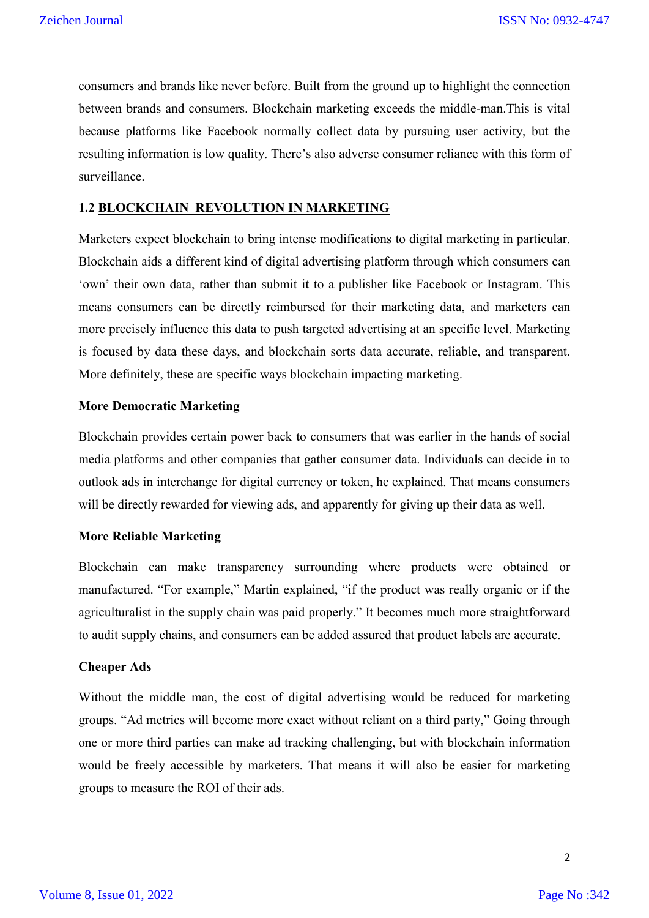consumers and brands like never before. Built from the ground up to highlight the connection between brands and consumers. Blockchain marketing exceeds the middle-man.This is vital because platforms like Facebook normally collect data by pursuing user activity, but the resulting information is low quality. There's also adverse consumer reliance with this form of surveillance.

## 1.2 BLOCKCHAIN REVOLUTION IN MARKETING

Marketers expect blockchain to bring intense modifications to digital marketing in particular. Blockchain aids a different kind of digital advertising platform through which consumers can 'own' their own data, rather than submit it to a publisher like Facebook or Instagram. This means consumers can be directly reimbursed for their marketing data, and marketers can more precisely influence this data to push targeted advertising at an specific level. Marketing is focused by data these days, and blockchain sorts data accurate, reliable, and transparent. More definitely, these are specific ways blockchain impacting marketing.

### More Democratic Marketing

Blockchain provides certain power back to consumers that was earlier in the hands of social media platforms and other companies that gather consumer data. Individuals can decide in to outlook ads in interchange for digital currency or token, he explained. That means consumers will be directly rewarded for viewing ads, and apparently for giving up their data as well.

### More Reliable Marketing

Blockchain can make transparency surrounding where products were obtained or manufactured. "For example," Martin explained, "if the product was really organic or if the agriculturalist in the supply chain was paid properly." It becomes much more straightforward to audit supply chains, and consumers can be added assured that product labels are accurate.

### Cheaper Ads

Without the middle man, the cost of digital advertising would be reduced for marketing groups. "Ad metrics will become more exact without reliant on a third party," Going through one or more third parties can make ad tracking challenging, but with blockchain information would be freely accessible by marketers. That means it will also be easier for marketing groups to measure the ROI of their ads.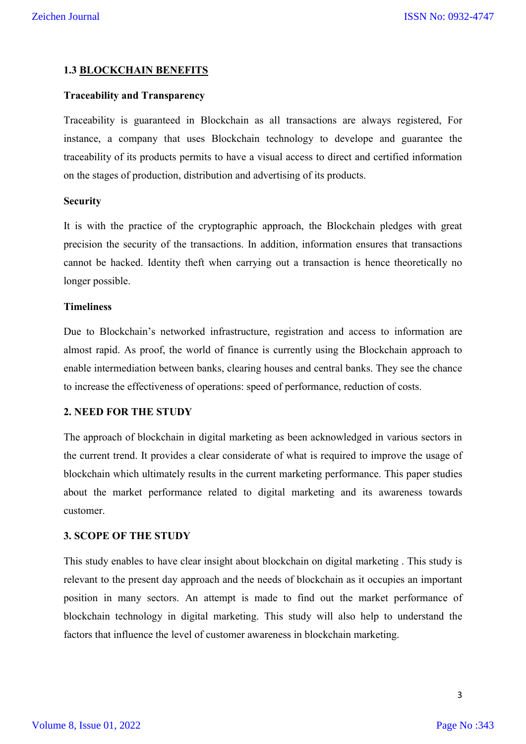### 1.3 BLOCKCHAIN BENEFITS

**Traceability and Transparency**

Traceability is guaranteed in Blockchain as all transactions are always registered, For instance, a company that uses Blockchain technology to develope and guarantee the traceability of its products permits to have a visual access to direct and certified information on the stages of production, distribution and advertising of its products.

**Security**

It is with the practice of the cryptographic approach, the Blockchain pledges with great precision the security of the transactions. In addition, information ensures that transactions cannot be hacked. Identity theft when carrying out a transaction is hence theoretically no longer possible.

**Timeliness**

Due to Blockchain's networked infrastructure, registration and access to information are almost rapid. As proof, the world of finance is currently using the Blockchain approach to enable intermediation between banks, clearing houses and central banks. They see the chance to increase the effectiveness of operations: speed of performance, reduction of costs.

## 2. NEED FOR THE STUDY

The approach of blockchain in digital marketing as been acknowledged in various sectors in the current trend. It provides a clear considerate of what is required to improve the usage of blockchain which ultimately results in the current marketing performance. This paper studies about the market performance related to digital marketing and its awareness towards customer.

## 3. SCOPE OF THE STUDY

This study enables to have clear insight about blockchain on digital marketing . This study is relevant to the present day approach and the needs of blockchain as it occupies an important position in many sectors. An attempt is made to find out the market performance of blockchain technology in digital marketing. This study will also help to understand the factors that influence the level of customer awareness in blockchain marketing.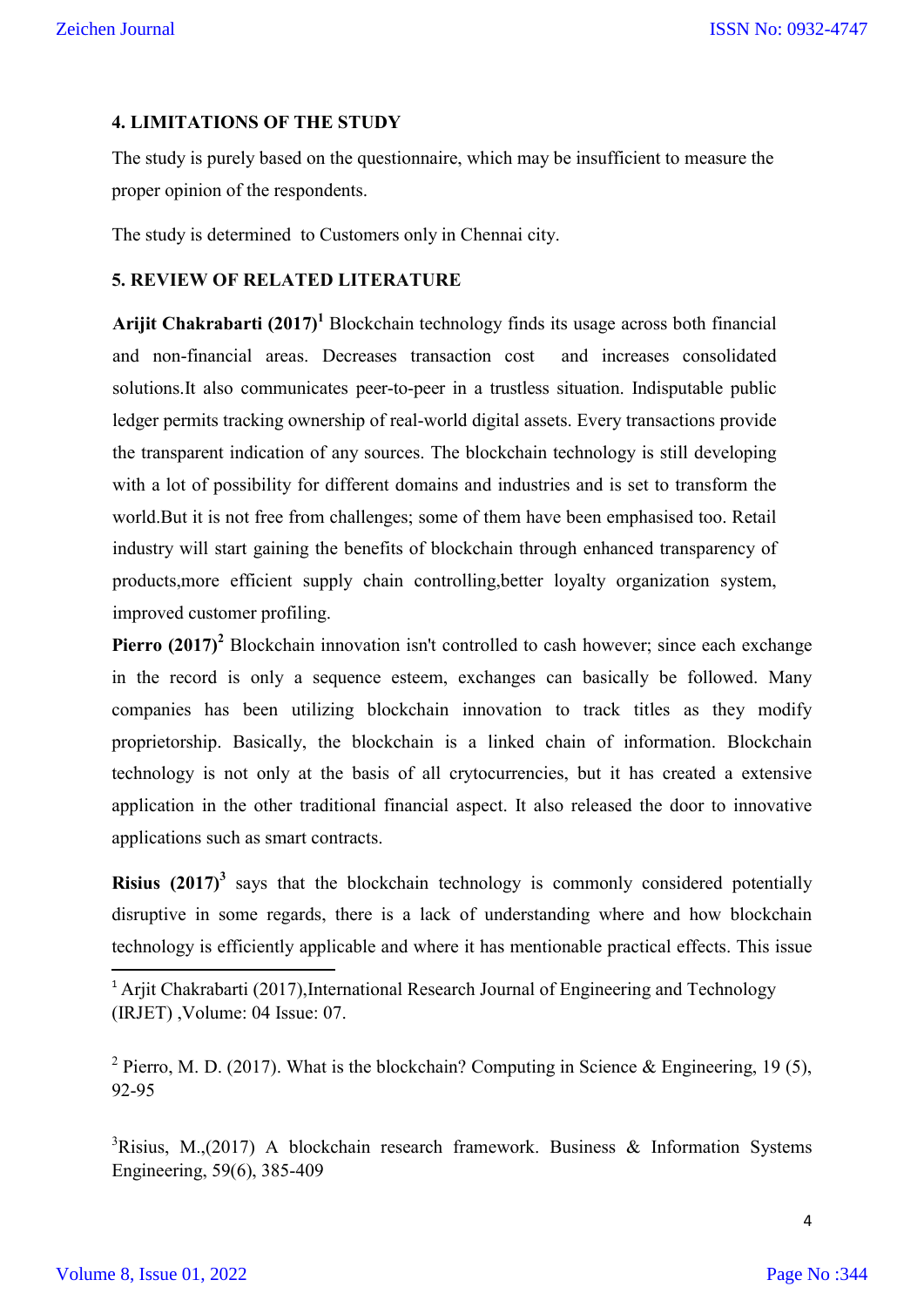## 4. LIMITATIONS OF THE STUDY

The study is purely based on the questionnaire, which may be insufficient to measure the proper opinion of the respondents.

The study is determined to Customers only in Chennai city.

## 5. REVIEW OF RELATED LITERATURE

**Arijit Chakrabarti (2017)[1]** Blockchain technology finds its usage across both financial and non-financial areas. Decreases transaction cost and increases consolidated solutions.It also communicates peer-to-peer in a trustless situation. Indisputable public ledger permits tracking ownership of real-world digital assets. Every transactions provide the transparent indication of any sources. The blockchain technology is still developing with a lot of possibility for different domains and industries and is set to transform the world.But it is not free from challenges; some of them have been emphasised too. Retail industry will start gaining the benefits of blockchain through enhanced transparency of products,more efficient supply chain controlling,better loyalty organization system, improved customer profiling.

**Pierro (2017)[2]** Blockchain innovation isn't controlled to cash however; since each exchange in the record is only a sequence esteem, exchanges can basically be followed. Many companies has been utilizing blockchain innovation to track titles as they modify proprietorship. Basically, the blockchain is a linked chain of information. Blockchain technology is not only at the basis of all crytocurrencies, but it has created a extensive application in the other traditional financial aspect. It also released the door to innovative applications such as smart contracts.

**Risius (2017)[3]** says that the blockchain technology is commonly considered potentially disruptive in some regards, there is a lack of understanding where and how blockchain technology is efficiently applicable and where it has mentionable practical effects. This issue

---

[1] Arjit Chakrabarti (2017),International Research Journal of Engineering and Technology (IRJET) ,Volume: 04 Issue: 07.

[2] Pierro, M. D. (2017). What is the blockchain? Computing in Science & Engineering, 19 (5), 92-95

[3] Risius, M.,(2017) A blockchain research framework. Business & Information Systems Engineering, 59(6), 385-409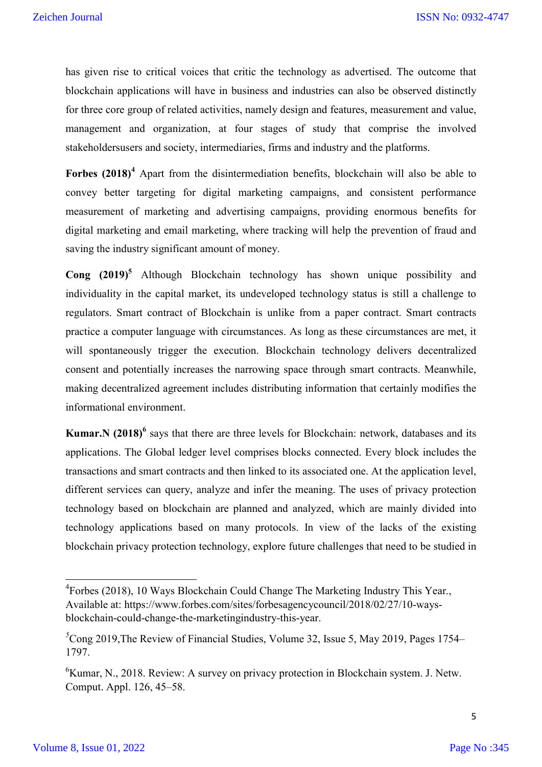has given rise to critical voices that critic the technology as advertised. The outcome that blockchain applications will have in business and industries can also be observed distinctly for three core group of related activities, namely design and features, measurement and value, management and organization, at four stages of study that comprise the involved stakeholdersusers and society, intermediaries, firms and industry and the platforms.

**Forbes (2018)**[4] Apart from the disintermediation benefits, blockchain will also be able to convey better targeting for digital marketing campaigns, and consistent performance measurement of marketing and advertising campaigns, providing enormous benefits for digital marketing and email marketing, where tracking will help the prevention of fraud and saving the industry significant amount of money.

**Cong (2019)**[5] Although Blockchain technology has shown unique possibility and individuality in the capital market, its undeveloped technology status is still a challenge to regulators. Smart contract of Blockchain is unlike from a paper contract. Smart contracts practice a computer language with circumstances. As long as these circumstances are met, it will spontaneously trigger the execution. Blockchain technology delivers decentralized consent and potentially increases the narrowing space through smart contracts. Meanwhile, making decentralized agreement includes distributing information that certainly modifies the informational environment.

**Kumar.N (2018)**[6] says that there are three levels for Blockchain: network, databases and its applications. The Global ledger level comprises blocks connected. Every block includes the transactions and smart contracts and then linked to its associated one. At the application level, different services can query, analyze and infer the meaning. The uses of privacy protection technology based on blockchain are planned and analyzed, which are mainly divided into technology applications based on many protocols. In view of the lacks of the existing blockchain privacy protection technology, explore future challenges that need to be studied in

---

[4] Forbes (2018), 10 Ways Blockchain Could Change The Marketing Industry This Year., Available at: https://www.forbes.com/sites/forbesagencycouncil/2018/02/27/10-ways-blockchain-could-change-the-marketingindustry-this-year.

[5] Cong 2019,The Review of Financial Studies, Volume 32, Issue 5, May 2019, Pages 1754–1797.

[6] Kumar, N., 2018. Review: A survey on privacy protection in Blockchain system. J. Netw. Comput. Appl. 126, 45–58.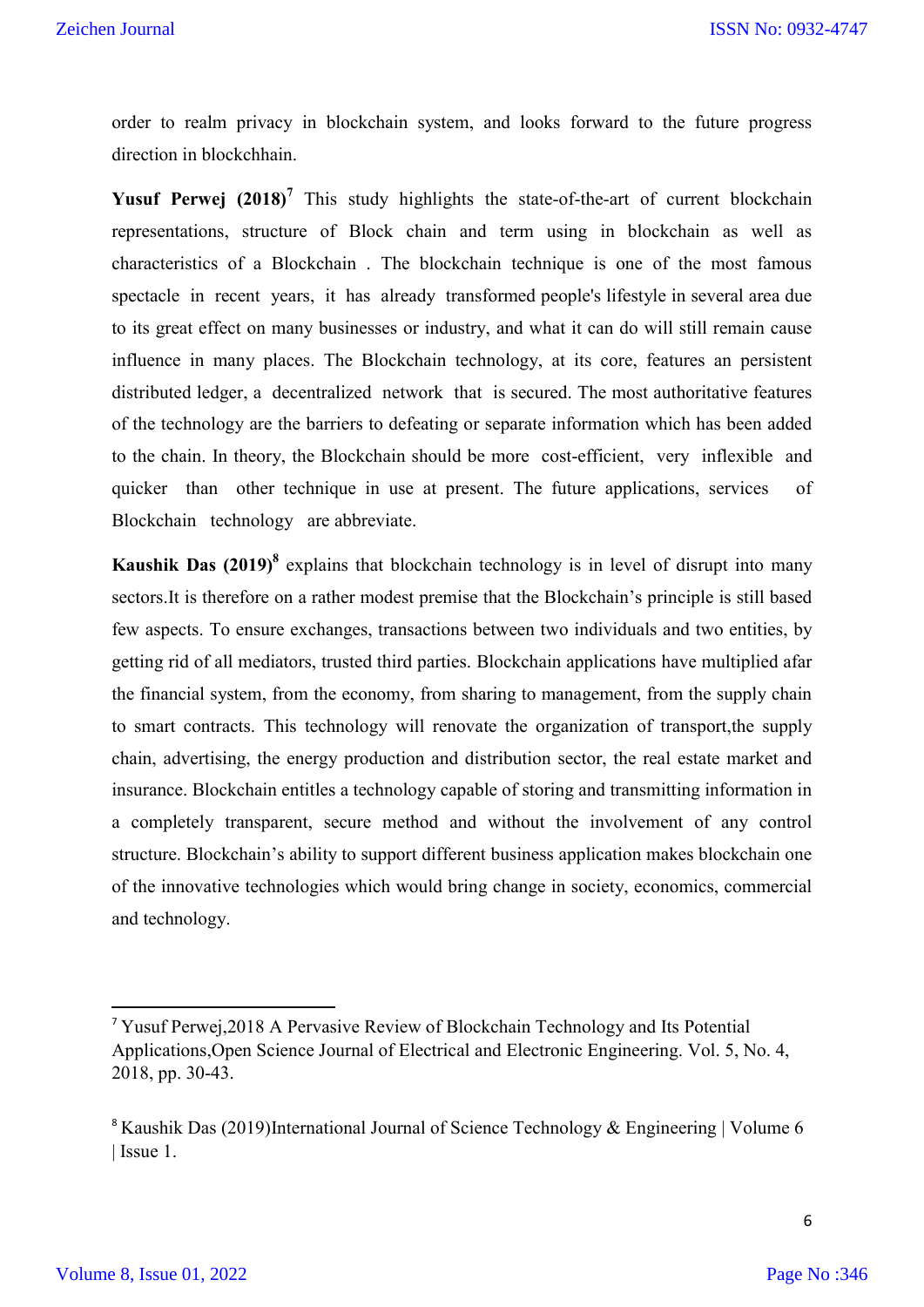order to realm privacy in blockchain system, and looks forward to the future progress direction in blockchhain.

**Yusuf Perwej (2018)**[7] This study highlights the state-of-the-art of current blockchain representations, structure of Block chain and term using in blockchain as well as characteristics of a Blockchain . The blockchain technique is one of the most famous spectacle in recent years, it has already transformed people's lifestyle in several area due to its great effect on many businesses or industry, and what it can do will still remain cause influence in many places. The Blockchain technology, at its core, features an persistent distributed ledger, a decentralized network that is secured. The most authoritative features of the technology are the barriers to defeating or separate information which has been added to the chain. In theory, the Blockchain should be more cost-efficient, very inflexible and quicker than other technique in use at present. The future applications, services of Blockchain technology are abbreviate.

**Kaushik Das (2019)**[8] explains that blockchain technology is in level of disrupt into many sectors.It is therefore on a rather modest premise that the Blockchain's principle is still based few aspects. To ensure exchanges, transactions between two individuals and two entities, by getting rid of all mediators, trusted third parties. Blockchain applications have multiplied afar the financial system, from the economy, from sharing to management, from the supply chain to smart contracts. This technology will renovate the organization of transport,the supply chain, advertising, the energy production and distribution sector, the real estate market and insurance. Blockchain entitles a technology capable of storing and transmitting information in a completely transparent, secure method and without the involvement of any control structure. Blockchain's ability to support different business application makes blockchain one of the innovative technologies which would bring change in society, economics, commercial and technology.

---

[7] Yusuf Perwej,2018 A Pervasive Review of Blockchain Technology and Its Potential Applications,Open Science Journal of Electrical and Electronic Engineering. Vol. 5, No. 4, 2018, pp. 30-43.

[8] Kaushik Das (2019)International Journal of Science Technology & Engineering | Volume 6 | Issue 1.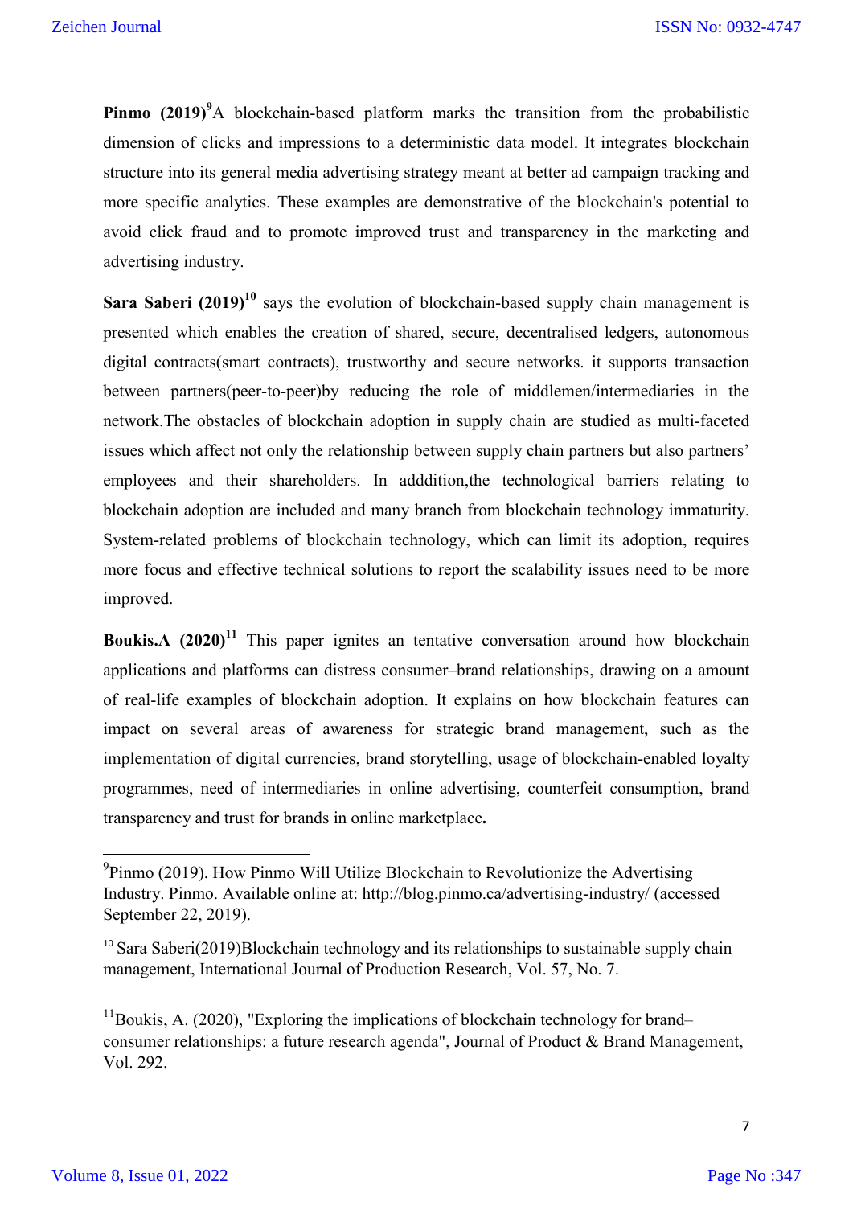**Pinmo (2019)**[9]A blockchain-based platform marks the transition from the probabilistic dimension of clicks and impressions to a deterministic data model. It integrates blockchain structure into its general media advertising strategy meant at better ad campaign tracking and more specific analytics. These examples are demonstrative of the blockchain's potential to avoid click fraud and to promote improved trust and transparency in the marketing and advertising industry.

**Sara Saberi (2019)**[10] says the evolution of blockchain-based supply chain management is presented which enables the creation of shared, secure, decentralised ledgers, autonomous digital contracts(smart contracts), trustworthy and secure networks. it supports transaction between partners(peer-to-peer)by reducing the role of middlemen/intermediaries in the network.The obstacles of blockchain adoption in supply chain are studied as multi-faceted issues which affect not only the relationship between supply chain partners but also partners' employees and their shareholders. In adddition,the technological barriers relating to blockchain adoption are included and many branch from blockchain technology immaturity. System-related problems of blockchain technology, which can limit its adoption, requires more focus and effective technical solutions to report the scalability issues need to be more improved.

**Boukis.A (2020)**[11] This paper ignites an tentative conversation around how blockchain applications and platforms can distress consumer–brand relationships, drawing on a amount of real-life examples of blockchain adoption. It explains on how blockchain features can impact on several areas of awareness for strategic brand management, such as the implementation of digital currencies, brand storytelling, usage of blockchain-enabled loyalty programmes, need of intermediaries in online advertising, counterfeit consumption, brand transparency and trust for brands in online marketplace**.**

---

[9]Pinmo (2019). How Pinmo Will Utilize Blockchain to Revolutionize the Advertising Industry. Pinmo. Available online at: http://blog.pinmo.ca/advertising-industry/ (accessed September 22, 2019).

[10] Sara Saberi(2019)Blockchain technology and its relationships to sustainable supply chain management, International Journal of Production Research, Vol. 57, No. 7.

[11]Boukis, A. (2020), "Exploring the implications of blockchain technology for brand–consumer relationships: a future research agenda", Journal of Product & Brand Management, Vol. 292.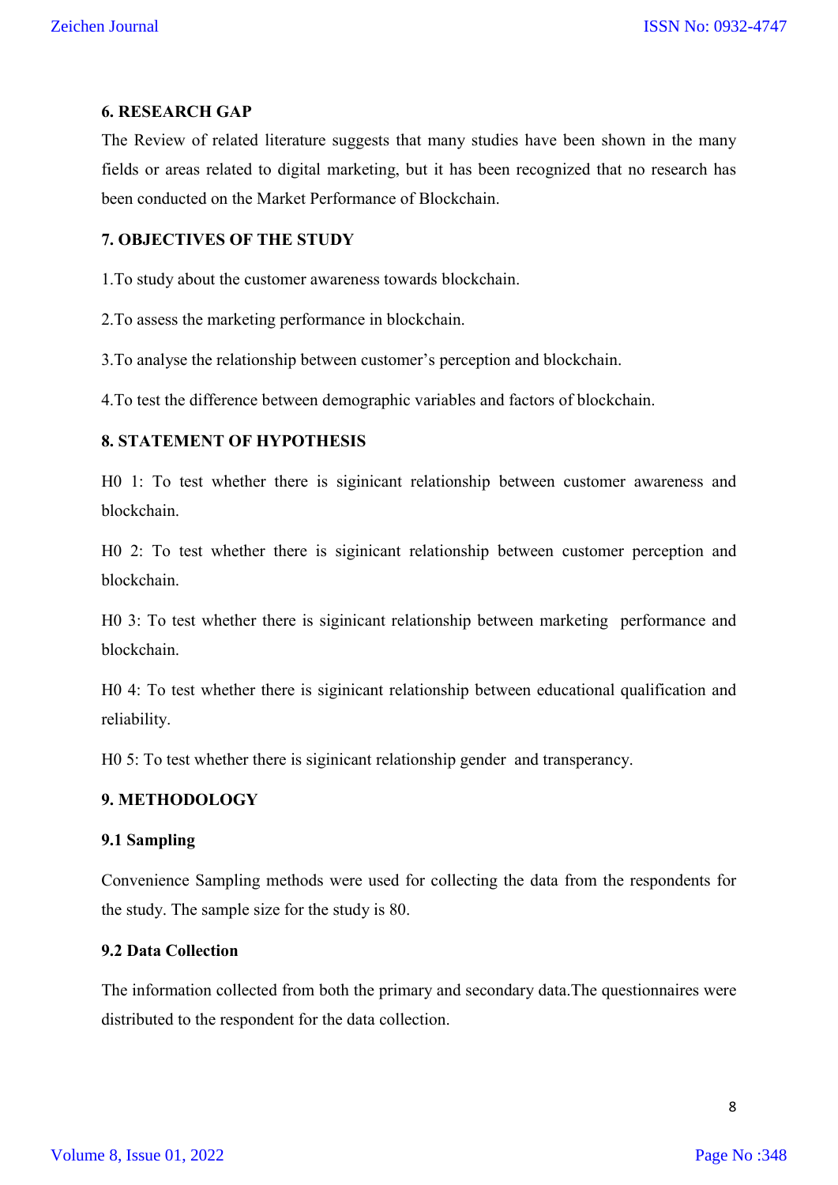## 6. RESEARCH GAP

The Review of related literature suggests that many studies have been shown in the many fields or areas related to digital marketing, but it has been recognized that no research has been conducted on the Market Performance of Blockchain.

## 7. OBJECTIVES OF THE STUDY

1.To study about the customer awareness towards blockchain.

2.To assess the marketing performance in blockchain.

3.To analyse the relationship between customer's perception and blockchain.

4.To test the difference between demographic variables and factors of blockchain.

## 8. STATEMENT OF HYPOTHESIS

H0 1: To test whether there is siginicant relationship between customer awareness and blockchain.

H0 2: To test whether there is siginicant relationship between customer perception and blockchain.

H0 3: To test whether there is siginicant relationship between marketing performance and blockchain.

H0 4: To test whether there is siginicant relationship between educational qualification and reliability.

H0 5: To test whether there is siginicant relationship gender and transperancy.

## 9. METHODOLOGY

### 9.1 Sampling

Convenience Sampling methods were used for collecting the data from the respondents for the study. The sample size for the study is 80.

### 9.2 Data Collection

The information collected from both the primary and secondary data.The questionnaires were distributed to the respondent for the data collection.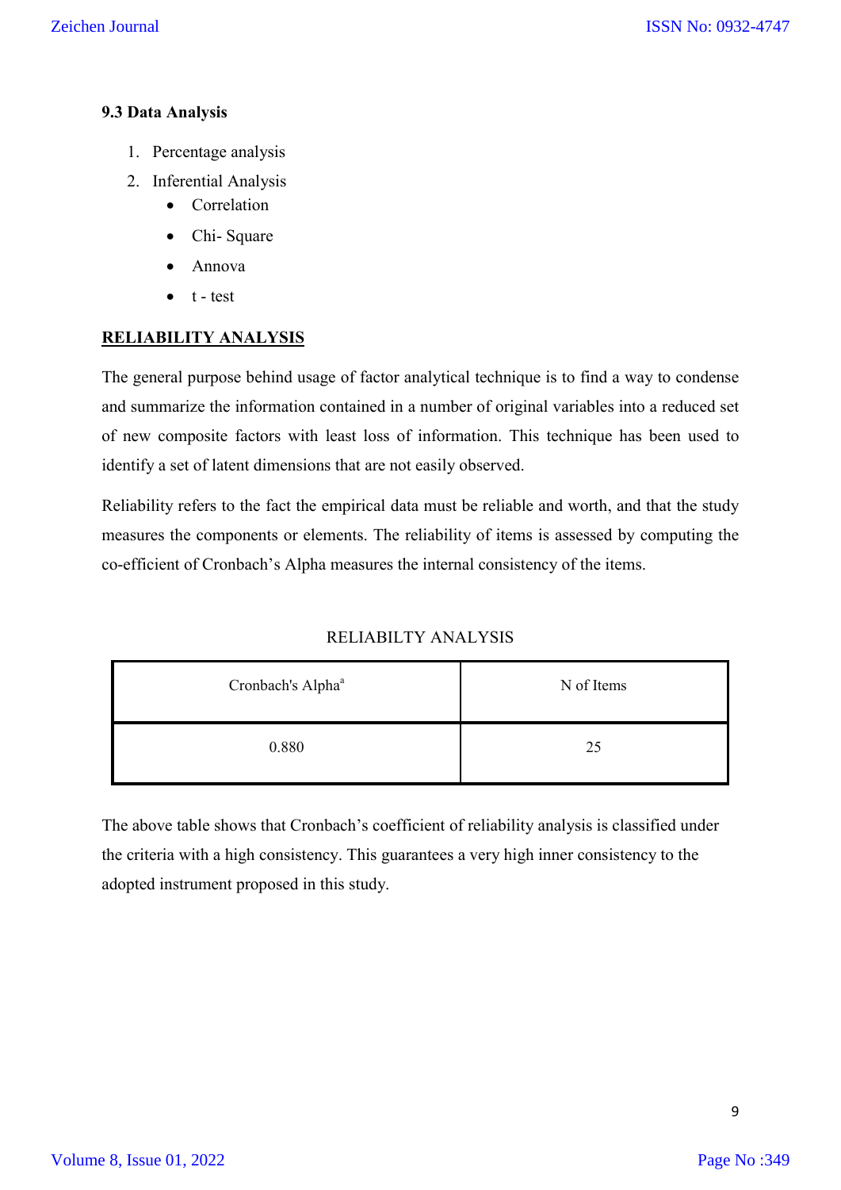### 9.3 Data Analysis

1. Percentage analysis
2. Inferential Analysis
   - Correlation
   - Chi- Square
   - Annova
   - t - test

**RELIABILITY ANALYSIS**

The general purpose behind usage of factor analytical technique is to find a way to condense and summarize the information contained in a number of original variables into a reduced set of new composite factors with least loss of information. This technique has been used to identify a set of latent dimensions that are not easily observed.

Reliability refers to the fact the empirical data must be reliable and worth, and that the study measures the components or elements. The reliability of items is assessed by computing the co-efficient of Cronbach's Alpha measures the internal consistency of the items.

RELIABILTY ANALYSIS

| Cronbach's Alpha[a] | N of Items |
|---|---|
| 0.880 | 25 |

The above table shows that Cronbach's coefficient of reliability analysis is classified under the criteria with a high consistency. This guarantees a very high inner consistency to the adopted instrument proposed in this study.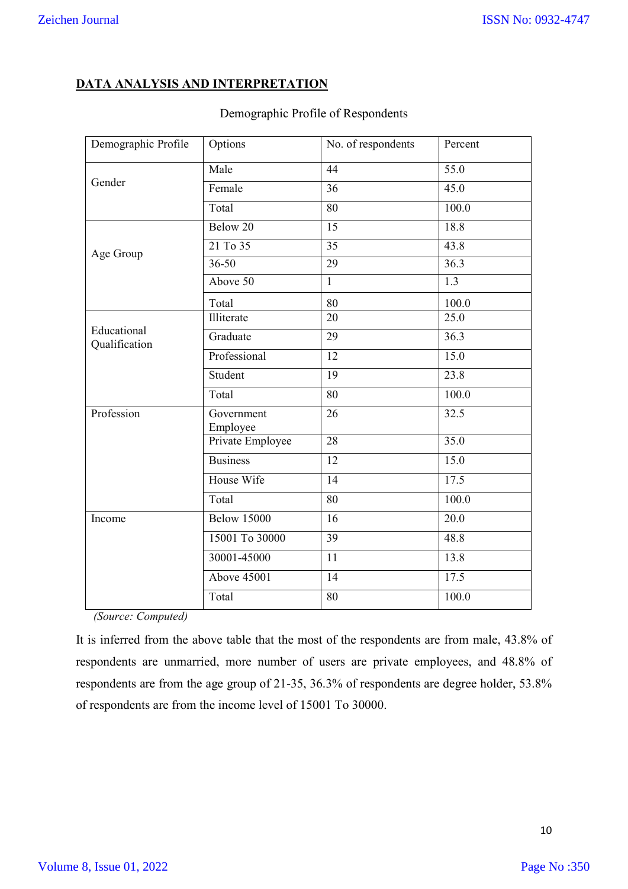## DATA ANALYSIS AND INTERPRETATION

Demographic Profile of Respondents

| Demographic Profile | Options | No. of respondents | Percent |
|---|---|---|---|
| Gender | Male | 44 | 55.0 |
| | Female | 36 | 45.0 |
| | Total | 80 | 100.0 |
| Age Group | Below 20 | 15 | 18.8 |
| | 21 To 35 | 35 | 43.8 |
| | 36-50 | 29 | 36.3 |
| | Above 50 | 1 | 1.3 |
| | Total | 80 | 100.0 |
| Educational Qualification | Illiterate | 20 | 25.0 |
| | Graduate | 29 | 36.3 |
| | Professional | 12 | 15.0 |
| | Student | 19 | 23.8 |
| | Total | 80 | 100.0 |
| Profession | Government Employee | 26 | 32.5 |
| | Private Employee | 28 | 35.0 |
| | Business | 12 | 15.0 |
| | House Wife | 14 | 17.5 |
| | Total | 80 | 100.0 |
| Income | Below 15000 | 16 | 20.0 |
| | 15001 To 30000 | 39 | 48.8 |
| | 30001-45000 | 11 | 13.8 |
| | Above 45001 | 14 | 17.5 |
| | Total | 80 | 100.0 |

*(Source: Computed)*

It is inferred from the above table that the most of the respondents are from male, 43.8% of respondents are unmarried, more number of users are private employees, and 48.8% of respondents are from the age group of 21-35, 36.3% of respondents are degree holder, 53.8% of respondents are from the income level of 15001 To 30000.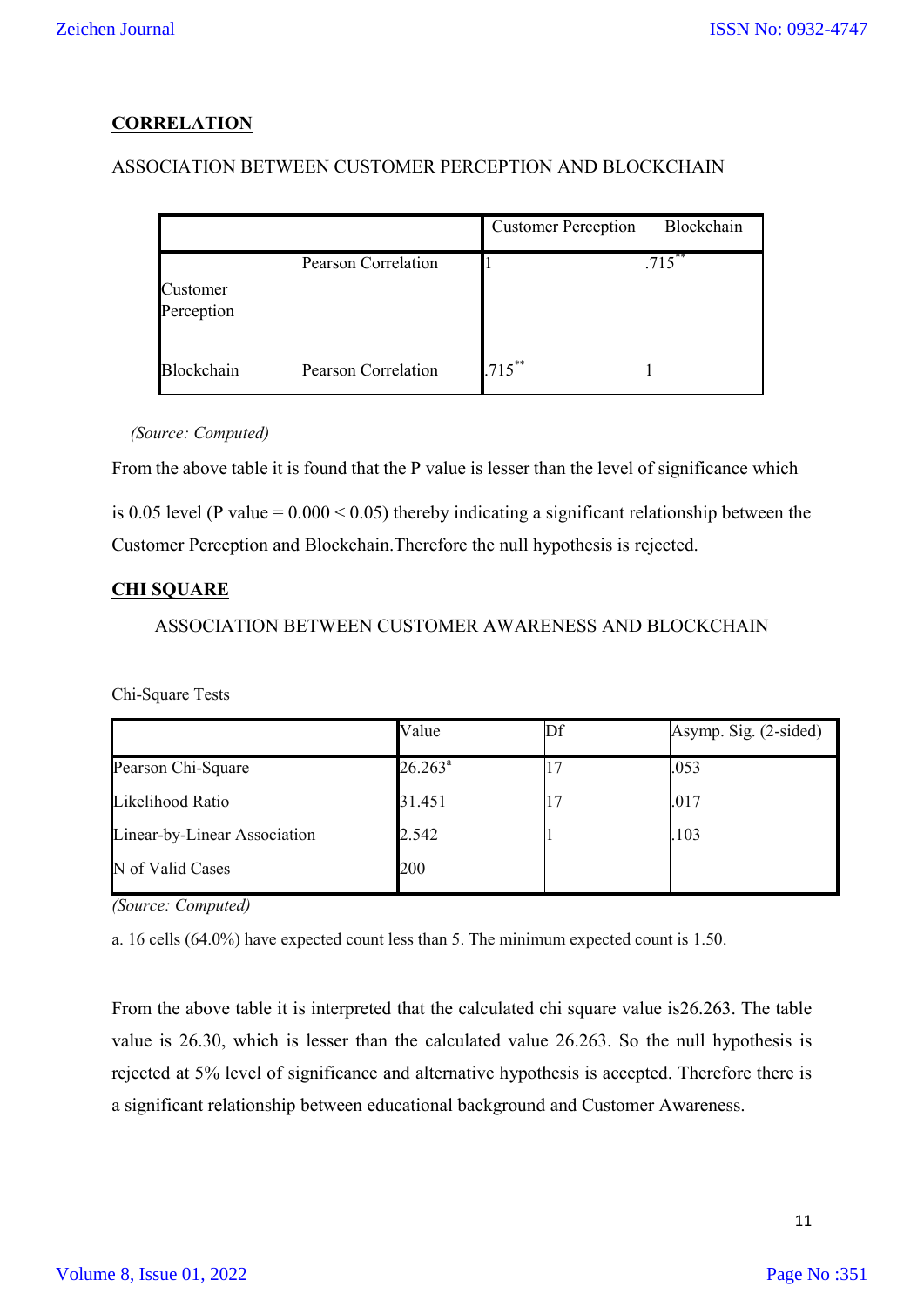## CORRELATION

ASSOCIATION BETWEEN CUSTOMER PERCEPTION AND BLOCKCHAIN

| | | Customer Perception | Blockchain |
|---|---|---|---|
| Customer Perception | Pearson Correlation | 1 | .715** |
| Blockchain | Pearson Correlation | .715** | 1 |

*(Source: Computed)*

From the above table it is found that the P value is lesser than the level of significance which is 0.05 level (P value = 0.000 < 0.05) thereby indicating a significant relationship between the Customer Perception and Blockchain.Therefore the null hypothesis is rejected.

## CHI SQUARE

ASSOCIATION BETWEEN CUSTOMER AWARENESS AND BLOCKCHAIN

Chi-Square Tests

| | Value | Df | Asymp. Sig. (2-sided) |
|---|---|---|---|
| Pearson Chi-Square | 26.263[a] | 17 | .053 |
| Likelihood Ratio | 31.451 | 17 | .017 |
| Linear-by-Linear Association | 2.542 | 1 | .103 |
| N of Valid Cases | 200 | | |

*(Source: Computed)*

a. 16 cells (64.0%) have expected count less than 5. The minimum expected count is 1.50.

From the above table it is interpreted that the calculated chi square value is26.263. The table value is 26.30, which is lesser than the calculated value 26.263. So the null hypothesis is rejected at 5% level of significance and alternative hypothesis is accepted. Therefore there is a significant relationship between educational background and Customer Awareness.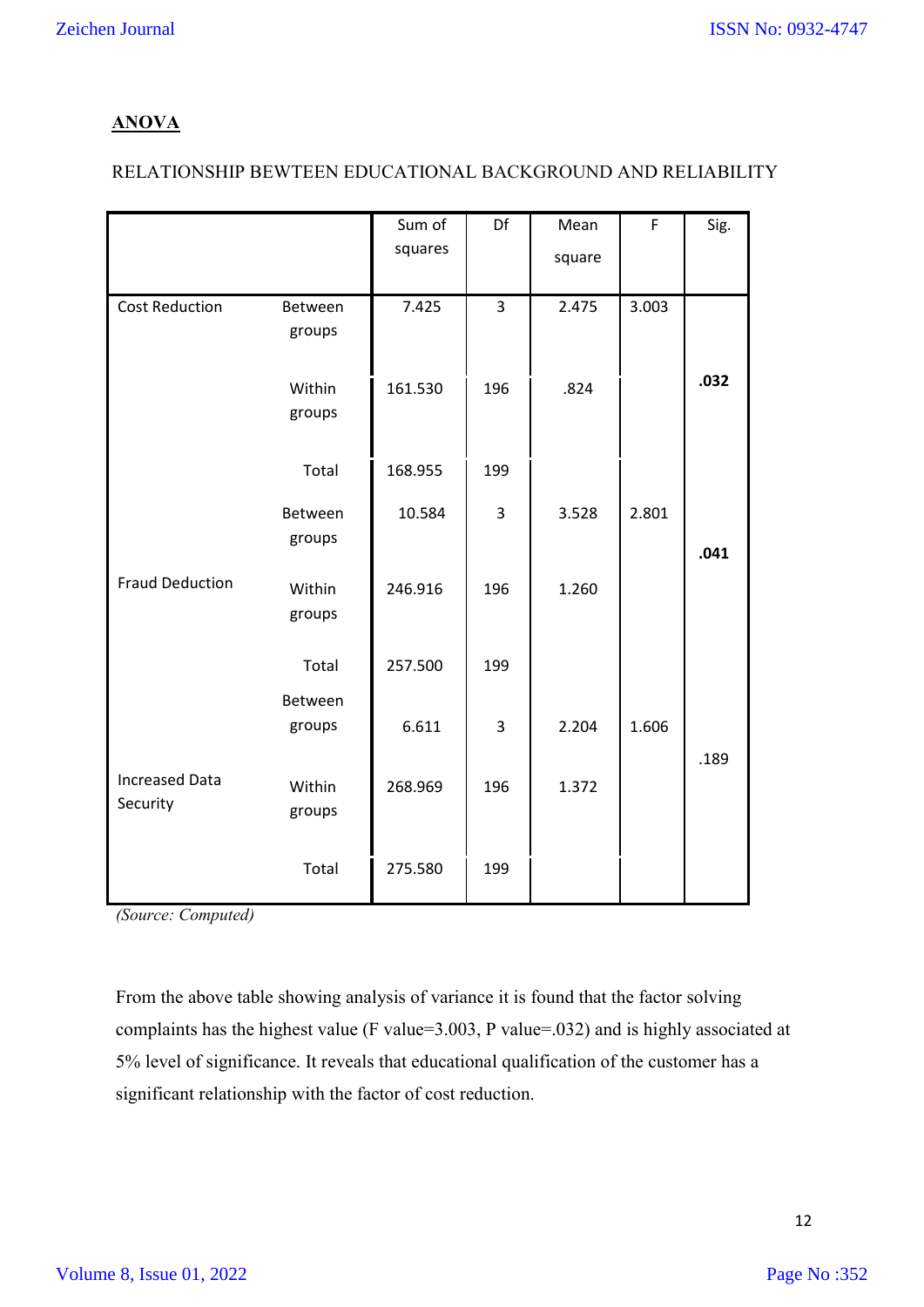## ANOVA

RELATIONSHIP BEWTEEN EDUCATIONAL BACKGROUND AND RELIABILITY

| | | Sum of squares | Df | Mean square | F | Sig. |
|---|---|---|---|---|---|---|
| Cost Reduction | Between groups | 7.425 | 3 | 2.475 | 3.003 | **.032** |
| | Within groups | 161.530 | 196 | .824 | | |
| | Total | 168.955 | 199 | | | |
| Fraud Deduction | Between groups | 10.584 | 3 | 3.528 | 2.801 | **.041** |
| | Within groups | 246.916 | 196 | 1.260 | | |
| | Total | 257.500 | 199 | | | |
| Increased Data Security | Between groups | 6.611 | 3 | 2.204 | 1.606 | .189 |
| | Within groups | 268.969 | 196 | 1.372 | | |
| | Total | 275.580 | 199 | | | |

*(Source: Computed)*

From the above table showing analysis of variance it is found that the factor solving complaints has the highest value (F value=3.003, P value=.032) and is highly associated at 5% level of significance. It reveals that educational qualification of the customer has a significant relationship with the factor of cost reduction.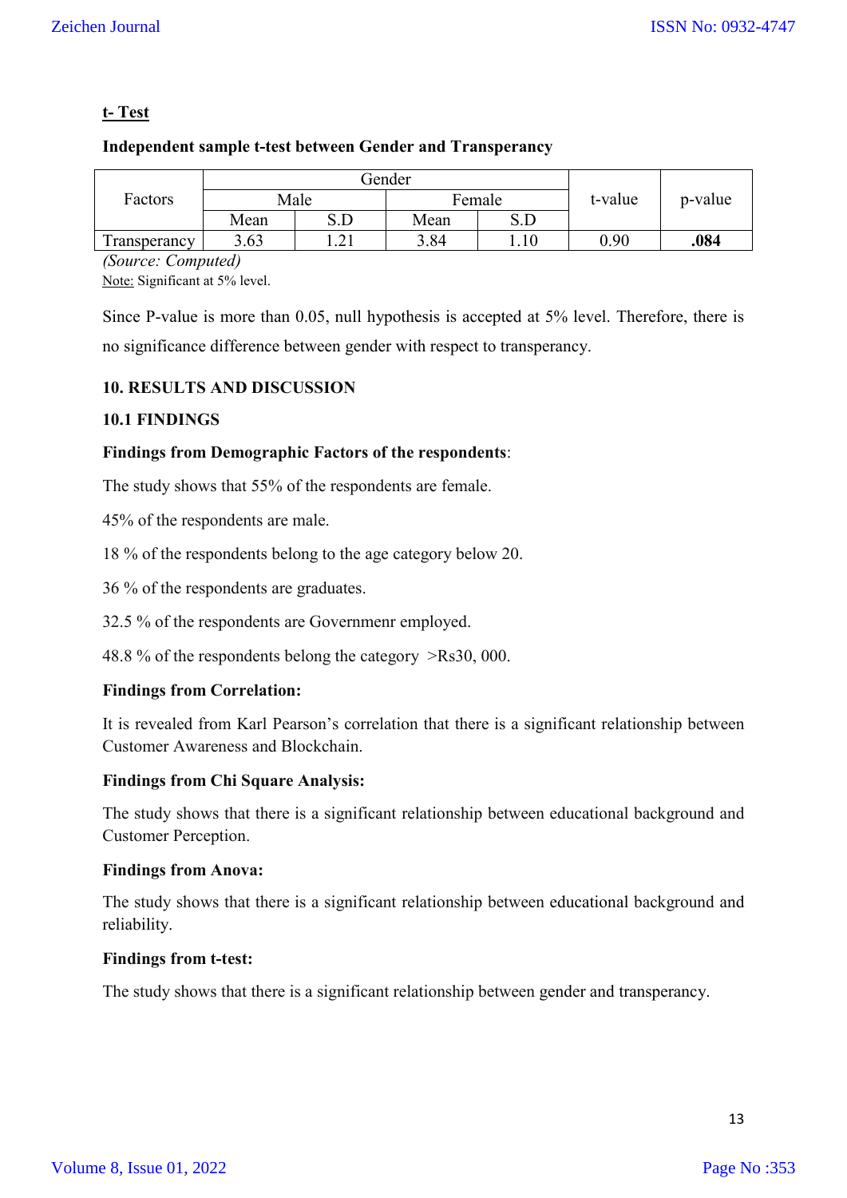**t- Test**

**Independent sample t-test between Gender and Transperancy**

| Factors | Gender | | | | t-value | p-value |
|---|---|---|---|---|---|---|
| | Male | | Female | | | |
| | Mean | S.D | Mean | S.D | | |
| Transperancy | 3.63 | 1.21 | 3.84 | 1.10 | 0.90 | **.084** |

*(Source: Computed)*

Note: Significant at 5% level.

Since P-value is more than 0.05, null hypothesis is accepted at 5% level. Therefore, there is no significance difference between gender with respect to transperancy.

## 10. RESULTS AND DISCUSSION

### 10.1 FINDINGS

**Findings from Demographic Factors of the respondents**:

The study shows that 55% of the respondents are female.

45% of the respondents are male.

18 % of the respondents belong to the age category below 20.

36 % of the respondents are graduates.

32.5 % of the respondents are Governmenr employed.

48.8 % of the respondents belong the category >Rs30, 000.

**Findings from Correlation:**

It is revealed from Karl Pearson's correlation that there is a significant relationship between Customer Awareness and Blockchain.

**Findings from Chi Square Analysis:**

The study shows that there is a significant relationship between educational background and Customer Perception.

**Findings from Anova:**

The study shows that there is a significant relationship between educational background and reliability.

**Findings from t-test:**

The study shows that there is a significant relationship between gender and transperancy.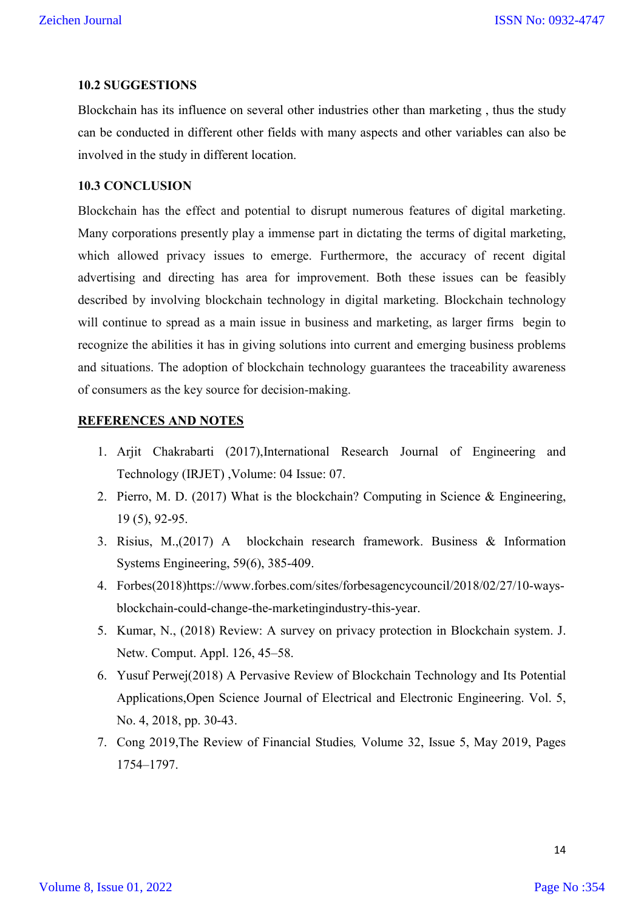### 10.2 SUGGESTIONS

Blockchain has its influence on several other industries other than marketing , thus the study can be conducted in different other fields with many aspects and other variables can also be involved in the study in different location.

### 10.3 CONCLUSION

Blockchain has the effect and potential to disrupt numerous features of digital marketing. Many corporations presently play a immense part in dictating the terms of digital marketing, which allowed privacy issues to emerge. Furthermore, the accuracy of recent digital advertising and directing has area for improvement. Both these issues can be feasibly described by involving blockchain technology in digital marketing. Blockchain technology will continue to spread as a main issue in business and marketing, as larger firms begin to recognize the abilities it has in giving solutions into current and emerging business problems and situations. The adoption of blockchain technology guarantees the traceability awareness of consumers as the key source for decision-making.

## REFERENCES AND NOTES

1. Arjit Chakrabarti (2017),International Research Journal of Engineering and Technology (IRJET) ,Volume: 04 Issue: 07.
2. Pierro, M. D. (2017) What is the blockchain? Computing in Science & Engineering, 19 (5), 92-95.
3. Risius, M.,(2017) A blockchain research framework. Business & Information Systems Engineering, 59(6), 385-409.
4. Forbes(2018)https://www.forbes.com/sites/forbesagencycouncil/2018/02/27/10-ways-blockchain-could-change-the-marketingindustry-this-year.
5. Kumar, N., (2018) Review: A survey on privacy protection in Blockchain system. J. Netw. Comput. Appl. 126, 45–58.
6. Yusuf Perwej(2018) A Pervasive Review of Blockchain Technology and Its Potential Applications,Open Science Journal of Electrical and Electronic Engineering. Vol. 5, No. 4, 2018, pp. 30-43.
7. Cong 2019,The Review of Financial Studies*,* Volume 32, Issue 5, May 2019, Pages 1754–1797.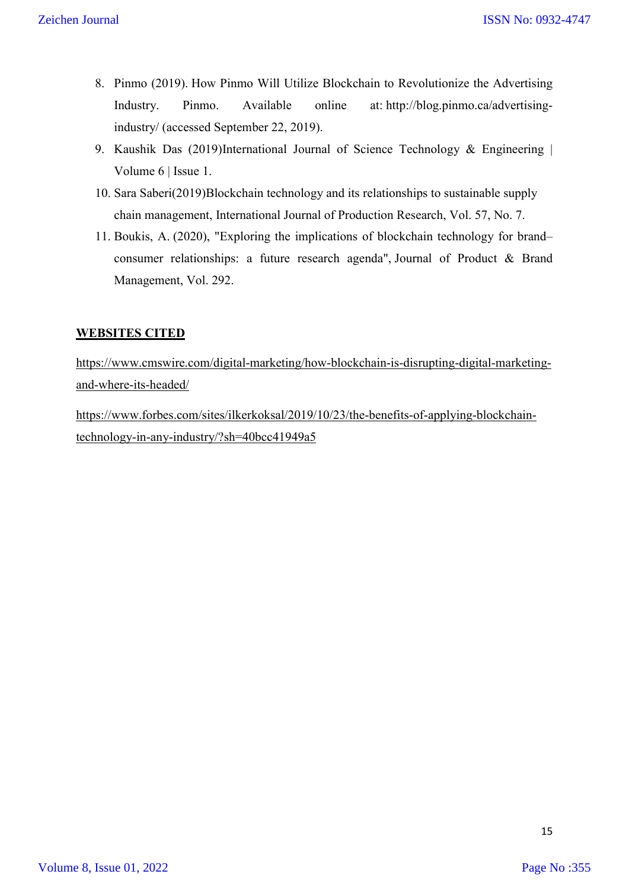8. Pinmo (2019). How Pinmo Will Utilize Blockchain to Revolutionize the Advertising Industry. Pinmo. Available online at: http://blog.pinmo.ca/advertising-industry/ (accessed September 22, 2019).
9. Kaushik Das (2019)International Journal of Science Technology & Engineering | Volume 6 | Issue 1.
10. Sara Saberi(2019)Blockchain technology and its relationships to sustainable supply chain management, International Journal of Production Research, Vol. 57, No. 7.
11. Boukis, A. (2020), "Exploring the implications of blockchain technology for brand–consumer relationships: a future research agenda", Journal of Product & Brand Management, Vol. 292.

**WEBSITES CITED**

https://www.cmswire.com/digital-marketing/how-blockchain-is-disrupting-digital-marketing-and-where-its-headed/

https://www.forbes.com/sites/ilkerkoksal/2019/10/23/the-benefits-of-applying-blockchain-technology-in-any-industry/?sh=40bcc41949a5